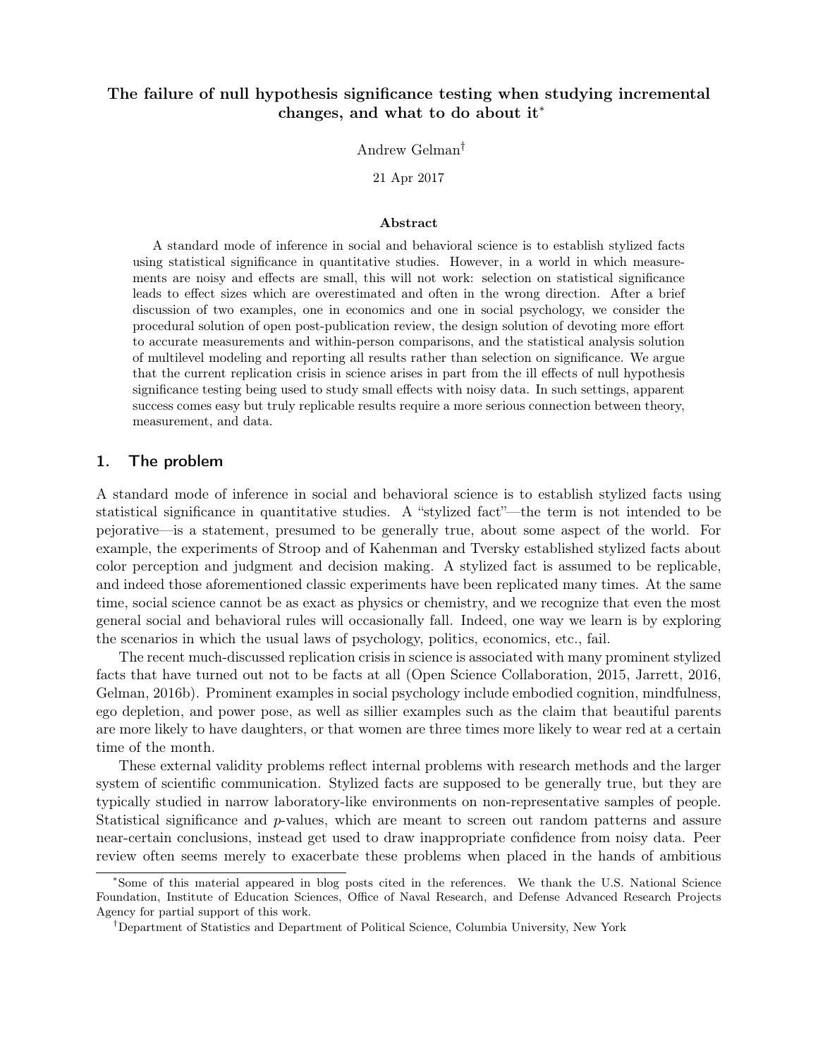# The failure of null hypothesis significance testing when studying incremental changes, and what to do about it[*]

Andrew Gelman[†]

21 Apr 2017

### Abstract

A standard mode of inference in social and behavioral science is to establish stylized facts using statistical significance in quantitative studies. However, in a world in which measurements are noisy and effects are small, this will not work: selection on statistical significance leads to effect sizes which are overestimated and often in the wrong direction. After a brief discussion of two examples, one in economics and one in social psychology, we consider the procedural solution of open post-publication review, the design solution of devoting more effort to accurate measurements and within-person comparisons, and the statistical analysis solution of multilevel modeling and reporting all results rather than selection on significance. We argue that the current replication crisis in science arises in part from the ill effects of null hypothesis significance testing being used to study small effects with noisy data. In such settings, apparent success comes easy but truly replicable results require a more serious connection between theory, measurement, and data.

## 1. The problem

A standard mode of inference in social and behavioral science is to establish stylized facts using statistical significance in quantitative studies. A "stylized fact"—the term is not intended to be pejorative—is a statement, presumed to be generally true, about some aspect of the world. For example, the experiments of Stroop and of Kahenman and Tversky established stylized facts about color perception and judgment and decision making. A stylized fact is assumed to be replicable, and indeed those aforementioned classic experiments have been replicated many times. At the same time, social science cannot be as exact as physics or chemistry, and we recognize that even the most general social and behavioral rules will occasionally fall. Indeed, one way we learn is by exploring the scenarios in which the usual laws of psychology, politics, economics, etc., fail.

The recent much-discussed replication crisis in science is associated with many prominent stylized facts that have turned out not to be facts at all (Open Science Collaboration, 2015, Jarrett, 2016, Gelman, 2016b). Prominent examples in social psychology include embodied cognition, mindfulness, ego depletion, and power pose, as well as sillier examples such as the claim that beautiful parents are more likely to have daughters, or that women are three times more likely to wear red at a certain time of the month.

These external validity problems reflect internal problems with research methods and the larger system of scientific communication. Stylized facts are supposed to be generally true, but they are typically studied in narrow laboratory-like environments on non-representative samples of people. Statistical significance and $p$-values, which are meant to screen out random patterns and assure near-certain conclusions, instead get used to draw inappropriate confidence from noisy data. Peer review often seems merely to exacerbate these problems when placed in the hands of ambitious

[*] Some of this material appeared in blog posts cited in the references. We thank the U.S. National Science Foundation, Institute of Education Sciences, Office of Naval Research, and Defense Advanced Research Projects Agency for partial support of this work.

[†] Department of Statistics and Department of Political Science, Columbia University, New York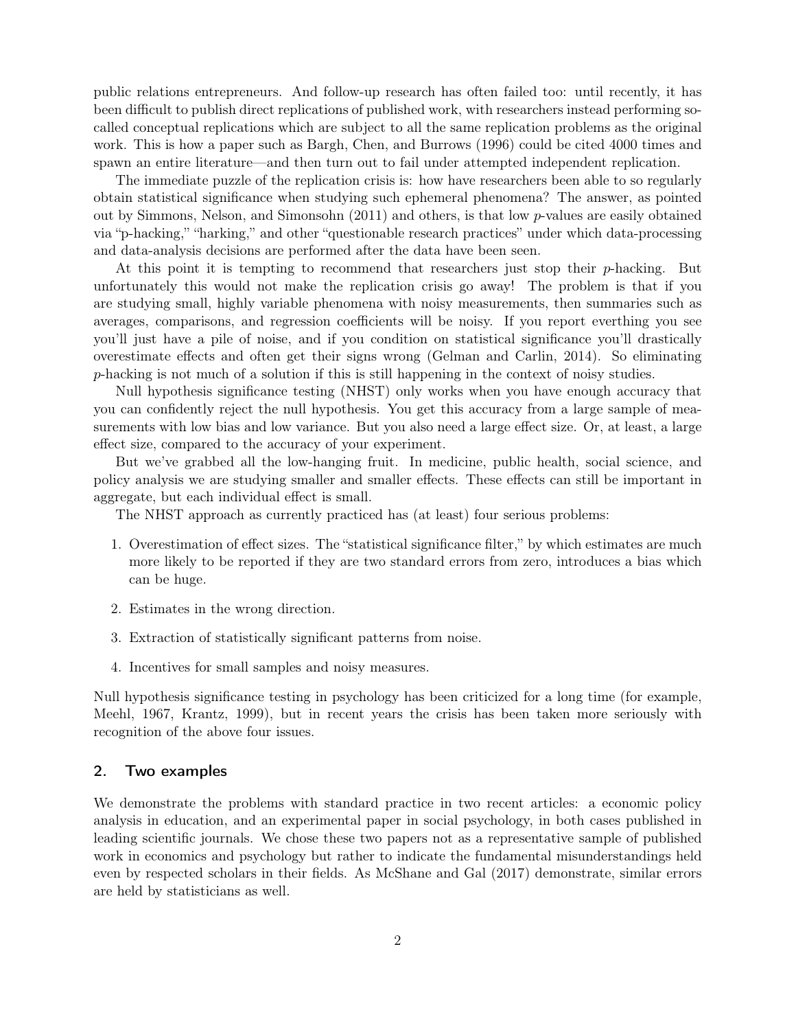public relations entrepreneurs. And follow-up research has often failed too: until recently, it has been difficult to publish direct replications of published work, with researchers instead performing so-called conceptual replications which are subject to all the same replication problems as the original work. This is how a paper such as Bargh, Chen, and Burrows (1996) could be cited 4000 times and spawn an entire literature—and then turn out to fail under attempted independent replication.

The immediate puzzle of the replication crisis is: how have researchers been able to so regularly obtain statistical significance when studying such ephemeral phenomena? The answer, as pointed out by Simmons, Nelson, and Simonsohn (2011) and others, is that low *p*-values are easily obtained via "p-hacking," "harking," and other "questionable research practices" under which data-processing and data-analysis decisions are performed after the data have been seen.

At this point it is tempting to recommend that researchers just stop their *p*-hacking. But unfortunately this would not make the replication crisis go away! The problem is that if you are studying small, highly variable phenomena with noisy measurements, then summaries such as averages, comparisons, and regression coefficients will be noisy. If you report everthing you see you'll just have a pile of noise, and if you condition on statistical significance you'll drastically overestimate effects and often get their signs wrong (Gelman and Carlin, 2014). So eliminating *p*-hacking is not much of a solution if this is still happening in the context of noisy studies.

Null hypothesis significance testing (NHST) only works when you have enough accuracy that you can confidently reject the null hypothesis. You get this accuracy from a large sample of measurements with low bias and low variance. But you also need a large effect size. Or, at least, a large effect size, compared to the accuracy of your experiment.

But we've grabbed all the low-hanging fruit. In medicine, public health, social science, and policy analysis we are studying smaller and smaller effects. These effects can still be important in aggregate, but each individual effect is small.

The NHST approach as currently practiced has (at least) four serious problems:

1. Overestimation of effect sizes. The "statistical significance filter," by which estimates are much more likely to be reported if they are two standard errors from zero, introduces a bias which can be huge.
2. Estimates in the wrong direction.
3. Extraction of statistically significant patterns from noise.
4. Incentives for small samples and noisy measures.

Null hypothesis significance testing in psychology has been criticized for a long time (for example, Meehl, 1967, Krantz, 1999), but in recent years the crisis has been taken more seriously with recognition of the above four issues.

## 2. Two examples

We demonstrate the problems with standard practice in two recent articles: a economic policy analysis in education, and an experimental paper in social psychology, in both cases published in leading scientific journals. We chose these two papers not as a representative sample of published work in economics and psychology but rather to indicate the fundamental misunderstandings held even by respected scholars in their fields. As McShane and Gal (2017) demonstrate, similar errors are held by statisticians as well.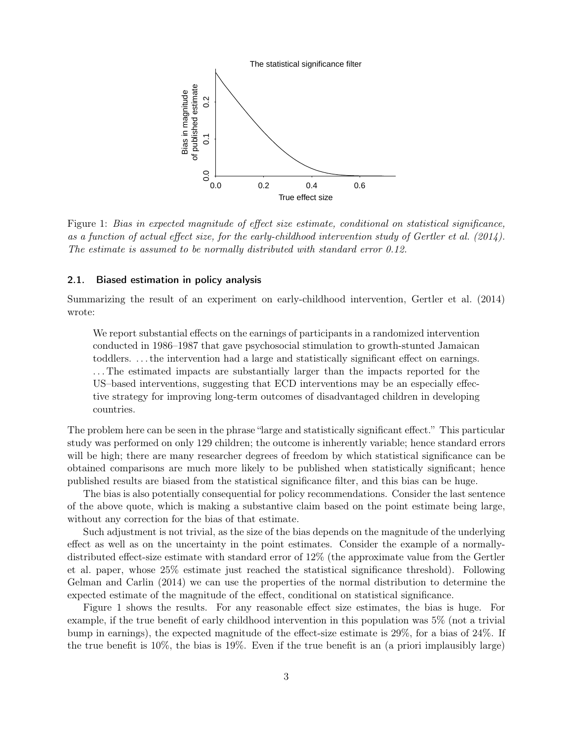Figure 1: *Bias in expected magnitude of effect size estimate, conditional on statistical significance, as a function of actual effect size, for the early-childhood intervention study of Gertler et al. (2014). The estimate is assumed to be normally distributed with standard error 0.12.*

### 2.1. Biased estimation in policy analysis

Summarizing the result of an experiment on early-childhood intervention, Gertler et al. (2014) wrote:

> We report substantial effects on the earnings of participants in a randomized intervention conducted in 1986–1987 that gave psychosocial stimulation to growth-stunted Jamaican toddlers. . . . the intervention had a large and statistically significant effect on earnings. . . . The estimated impacts are substantially larger than the impacts reported for the US–based interventions, suggesting that ECD interventions may be an especially effective strategy for improving long-term outcomes of disadvantaged children in developing countries.

The problem here can be seen in the phrase "large and statistically significant effect." This particular study was performed on only 129 children; the outcome is inherently variable; hence standard errors will be high; there are many researcher degrees of freedom by which statistical significance can be obtained comparisons are much more likely to be published when statistically significant; hence published results are biased from the statistical significance filter, and this bias can be huge.

The bias is also potentially consequential for policy recommendations. Consider the last sentence of the above quote, which is making a substantive claim based on the point estimate being large, without any correction for the bias of that estimate.

Such adjustment is not trivial, as the size of the bias depends on the magnitude of the underlying effect as well as on the uncertainty in the point estimates. Consider the example of a normally-distributed effect-size estimate with standard error of 12% (the approximate value from the Gertler et al. paper, whose 25% estimate just reached the statistical significance threshold). Following Gelman and Carlin (2014) we can use the properties of the normal distribution to determine the expected estimate of the magnitude of the effect, conditional on statistical significance.

Figure 1 shows the results. For any reasonable effect size estimates, the bias is huge. For example, if the true benefit of early childhood intervention in this population was 5% (not a trivial bump in earnings), the expected magnitude of the effect-size estimate is 29%, for a bias of 24%. If the true benefit is 10%, the bias is 19%. Even if the true benefit is an (a priori implausibly large)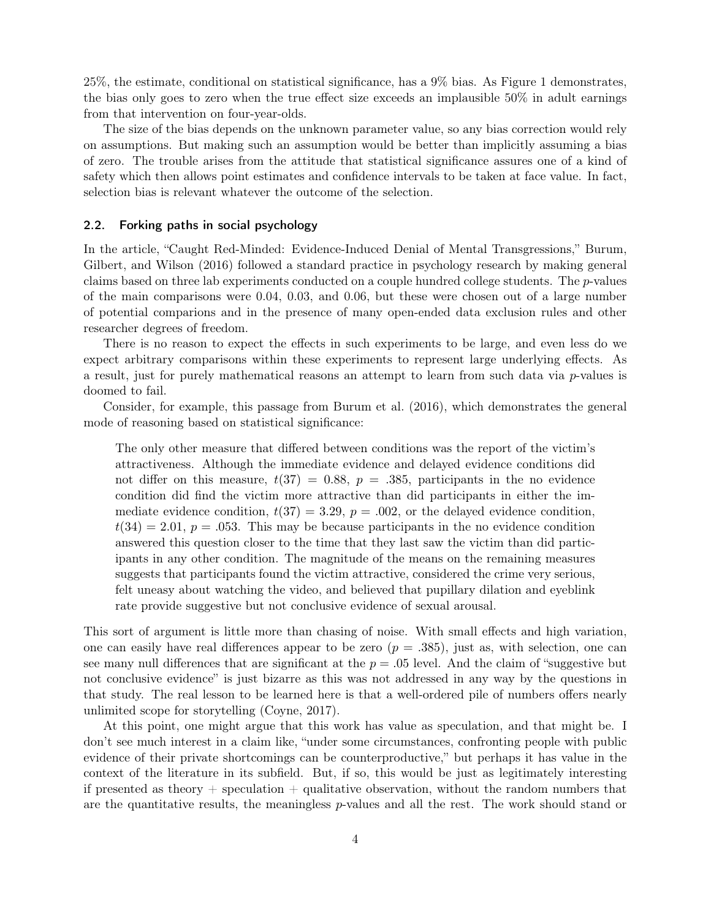25%, the estimate, conditional on statistical significance, has a 9% bias. As Figure 1 demonstrates, the bias only goes to zero when the true effect size exceeds an implausible 50% in adult earnings from that intervention on four-year-olds.

The size of the bias depends on the unknown parameter value, so any bias correction would rely on assumptions. But making such an assumption would be better than implicitly assuming a bias of zero. The trouble arises from the attitude that statistical significance assures one of a kind of safety which then allows point estimates and confidence intervals to be taken at face value. In fact, selection bias is relevant whatever the outcome of the selection.

### 2.2. Forking paths in social psychology

In the article, "Caught Red-Minded: Evidence-Induced Denial of Mental Transgressions," Burum, Gilbert, and Wilson (2016) followed a standard practice in psychology research by making general claims based on three lab experiments conducted on a couple hundred college students. The $p$-values of the main comparisons were 0.04, 0.03, and 0.06, but these were chosen out of a large number of potential comparions and in the presence of many open-ended data exclusion rules and other researcher degrees of freedom.

There is no reason to expect the effects in such experiments to be large, and even less do we expect arbitrary comparisons within these experiments to represent large underlying effects. As a result, just for purely mathematical reasons an attempt to learn from such data via $p$-values is doomed to fail.

Consider, for example, this passage from Burum et al. (2016), which demonstrates the general mode of reasoning based on statistical significance:

> The only other measure that differed between conditions was the report of the victim's attractiveness. Although the immediate evidence and delayed evidence conditions did not differ on this measure, $t(37) = 0.88$, $p = .385$, participants in the no evidence condition did find the victim more attractive than did participants in either the immediate evidence condition, $t(37) = 3.29$, $p = .002$, or the delayed evidence condition, $t(34) = 2.01$, $p = .053$. This may be because participants in the no evidence condition answered this question closer to the time that they last saw the victim than did participants in any other condition. The magnitude of the means on the remaining measures suggests that participants found the victim attractive, considered the crime very serious, felt uneasy about watching the video, and believed that pupillary dilation and eyeblink rate provide suggestive but not conclusive evidence of sexual arousal.

This sort of argument is little more than chasing of noise. With small effects and high variation, one can easily have real differences appear to be zero ($p = .385$), just as, with selection, one can see many null differences that are significant at the $p = .05$ level. And the claim of "suggestive but not conclusive evidence" is just bizarre as this was not addressed in any way by the questions in that study. The real lesson to be learned here is that a well-ordered pile of numbers offers nearly unlimited scope for storytelling (Coyne, 2017).

At this point, one might argue that this work has value as speculation, and that might be. I don't see much interest in a claim like, "under some circumstances, confronting people with public evidence of their private shortcomings can be counterproductive," but perhaps it has value in the context of the literature in its subfield. But, if so, this would be just as legitimately interesting if presented as theory + speculation + qualitative observation, without the random numbers that are the quantitative results, the meaningless $p$-values and all the rest. The work should stand or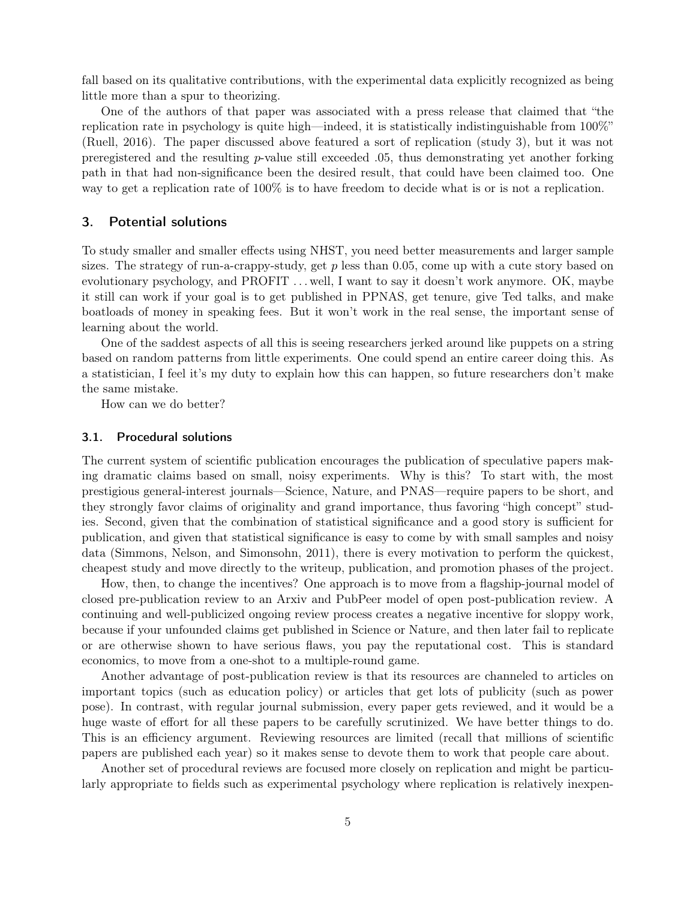fall based on its qualitative contributions, with the experimental data explicitly recognized as being little more than a spur to theorizing.

One of the authors of that paper was associated with a press release that claimed that "the replication rate in psychology is quite high—indeed, it is statistically indistinguishable from 100%" (Ruell, 2016). The paper discussed above featured a sort of replication (study 3), but it was not preregistered and the resulting *p*-value still exceeded .05, thus demonstrating yet another forking path in that had non-significance been the desired result, that could have been claimed too. One way to get a replication rate of 100% is to have freedom to decide what is or is not a replication.

## 3. Potential solutions

To study smaller and smaller effects using NHST, you need better measurements and larger sample sizes. The strategy of run-a-crappy-study, get $p$ less than 0.05, come up with a cute story based on evolutionary psychology, and PROFIT ... well, I want to say it doesn't work anymore. OK, maybe it still can work if your goal is to get published in PPNAS, get tenure, give Ted talks, and make boatloads of money in speaking fees. But it won't work in the real sense, the important sense of learning about the world.

One of the saddest aspects of all this is seeing researchers jerked around like puppets on a string based on random patterns from little experiments. One could spend an entire career doing this. As a statistician, I feel it's my duty to explain how this can happen, so future researchers don't make the same mistake.

How can we do better?

### 3.1. Procedural solutions

The current system of scientific publication encourages the publication of speculative papers making dramatic claims based on small, noisy experiments. Why is this? To start with, the most prestigious general-interest journals—Science, Nature, and PNAS—require papers to be short, and they strongly favor claims of originality and grand importance, thus favoring "high concept" studies. Second, given that the combination of statistical significance and a good story is sufficient for publication, and given that statistical significance is easy to come by with small samples and noisy data (Simmons, Nelson, and Simonsohn, 2011), there is every motivation to perform the quickest, cheapest study and move directly to the writeup, publication, and promotion phases of the project.

How, then, to change the incentives? One approach is to move from a flagship-journal model of closed pre-publication review to an Arxiv and PubPeer model of open post-publication review. A continuing and well-publicized ongoing review process creates a negative incentive for sloppy work, because if your unfounded claims get published in Science or Nature, and then later fail to replicate or are otherwise shown to have serious flaws, you pay the reputational cost. This is standard economics, to move from a one-shot to a multiple-round game.

Another advantage of post-publication review is that its resources are channeled to articles on important topics (such as education policy) or articles that get lots of publicity (such as power pose). In contrast, with regular journal submission, every paper gets reviewed, and it would be a huge waste of effort for all these papers to be carefully scrutinized. We have better things to do. This is an efficiency argument. Reviewing resources are limited (recall that millions of scientific papers are published each year) so it makes sense to devote them to work that people care about.

Another set of procedural reviews are focused more closely on replication and might be particularly appropriate to fields such as experimental psychology where replication is relatively inexpen-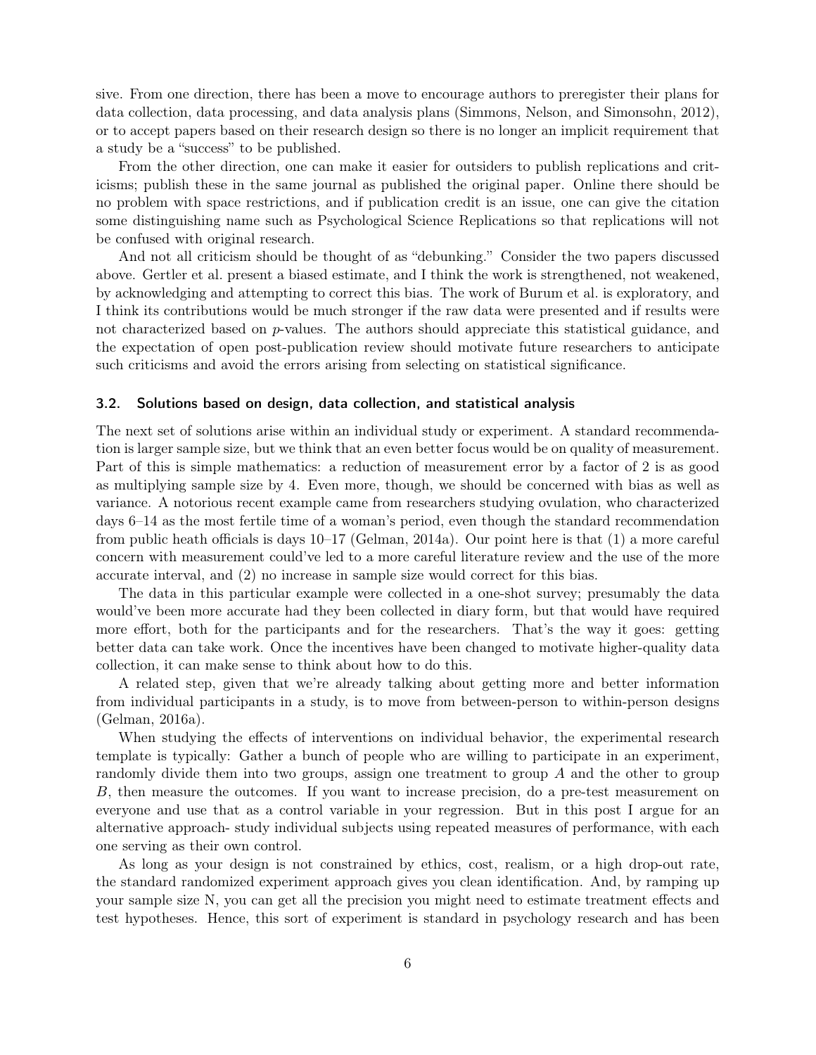sive. From one direction, there has been a move to encourage authors to preregister their plans for data collection, data processing, and data analysis plans (Simmons, Nelson, and Simonsohn, 2012), or to accept papers based on their research design so there is no longer an implicit requirement that a study be a "success" to be published.

From the other direction, one can make it easier for outsiders to publish replications and criticisms; publish these in the same journal as published the original paper. Online there should be no problem with space restrictions, and if publication credit is an issue, one can give the citation some distinguishing name such as Psychological Science Replications so that replications will not be confused with original research.

And not all criticism should be thought of as "debunking." Consider the two papers discussed above. Gertler et al. present a biased estimate, and I think the work is strengthened, not weakened, by acknowledging and attempting to correct this bias. The work of Burum et al. is exploratory, and I think its contributions would be much stronger if the raw data were presented and if results were not characterized based on $p$-values. The authors should appreciate this statistical guidance, and the expectation of open post-publication review should motivate future researchers to anticipate such criticisms and avoid the errors arising from selecting on statistical significance.

### 3.2. Solutions based on design, data collection, and statistical analysis

The next set of solutions arise within an individual study or experiment. A standard recommendation is larger sample size, but we think that an even better focus would be on quality of measurement. Part of this is simple mathematics: a reduction of measurement error by a factor of 2 is as good as multiplying sample size by 4. Even more, though, we should be concerned with bias as well as variance. A notorious recent example came from researchers studying ovulation, who characterized days 6–14 as the most fertile time of a woman's period, even though the standard recommendation from public heath officials is days 10–17 (Gelman, 2014a). Our point here is that (1) a more careful concern with measurement could've led to a more careful literature review and the use of the more accurate interval, and (2) no increase in sample size would correct for this bias.

The data in this particular example were collected in a one-shot survey; presumably the data would've been more accurate had they been collected in diary form, but that would have required more effort, both for the participants and for the researchers. That's the way it goes: getting better data can take work. Once the incentives have been changed to motivate higher-quality data collection, it can make sense to think about how to do this.

A related step, given that we're already talking about getting more and better information from individual participants in a study, is to move from between-person to within-person designs (Gelman, 2016a).

When studying the effects of interventions on individual behavior, the experimental research template is typically: Gather a bunch of people who are willing to participate in an experiment, randomly divide them into two groups, assign one treatment to group $A$ and the other to group $B$, then measure the outcomes. If you want to increase precision, do a pre-test measurement on everyone and use that as a control variable in your regression. But in this post I argue for an alternative approach- study individual subjects using repeated measures of performance, with each one serving as their own control.

As long as your design is not constrained by ethics, cost, realism, or a high drop-out rate, the standard randomized experiment approach gives you clean identification. And, by ramping up your sample size N, you can get all the precision you might need to estimate treatment effects and test hypotheses. Hence, this sort of experiment is standard in psychology research and has been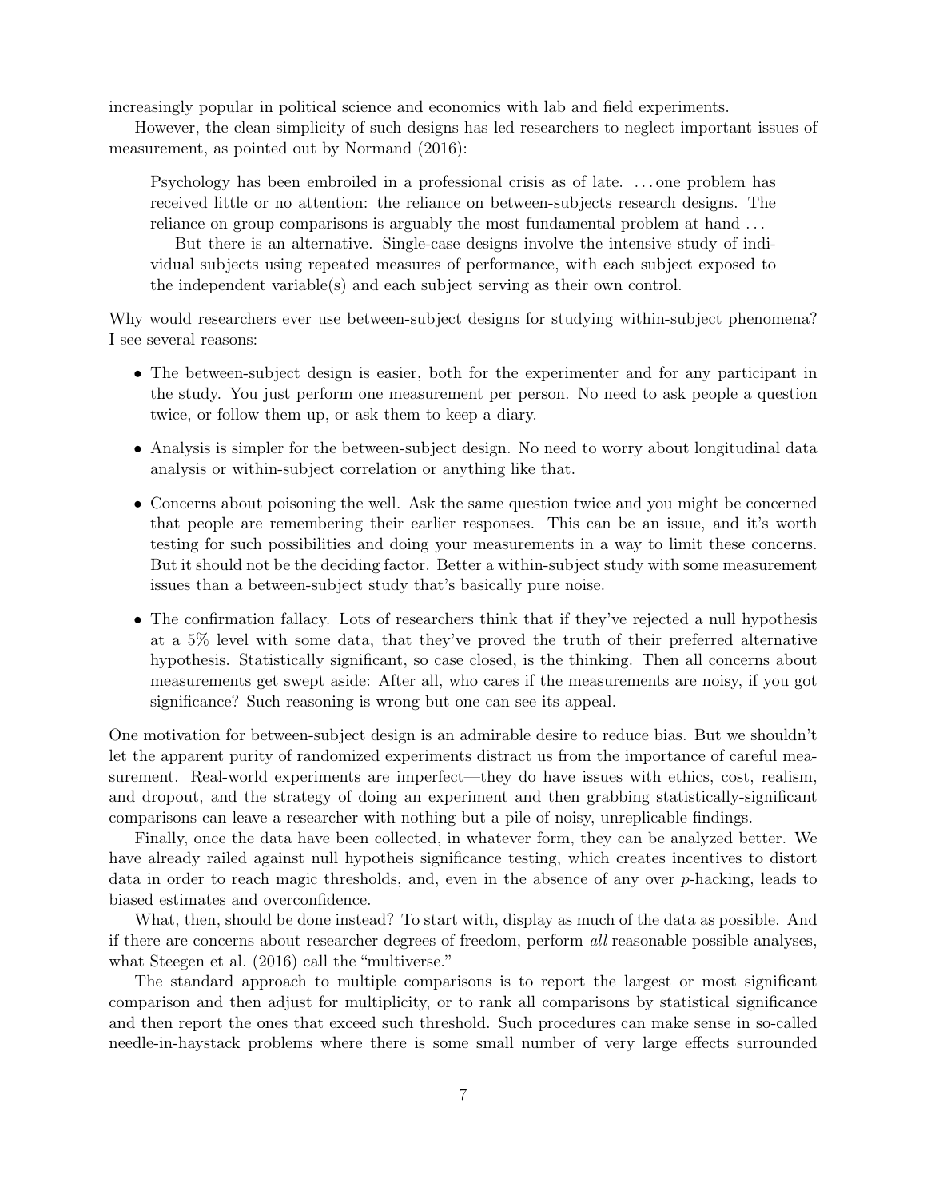increasingly popular in political science and economics with lab and field experiments.

However, the clean simplicity of such designs has led researchers to neglect important issues of measurement, as pointed out by Normand (2016):

> Psychology has been embroiled in a professional crisis as of late. . . . one problem has received little or no attention: the reliance on between-subjects research designs. The reliance on group comparisons is arguably the most fundamental problem at hand . . .
>
> But there is an alternative. Single-case designs involve the intensive study of individual subjects using repeated measures of performance, with each subject exposed to the independent variable(s) and each subject serving as their own control.

Why would researchers ever use between-subject designs for studying within-subject phenomena? I see several reasons:

- The between-subject design is easier, both for the experimenter and for any participant in the study. You just perform one measurement per person. No need to ask people a question twice, or follow them up, or ask them to keep a diary.
- Analysis is simpler for the between-subject design. No need to worry about longitudinal data analysis or within-subject correlation or anything like that.
- Concerns about poisoning the well. Ask the same question twice and you might be concerned that people are remembering their earlier responses. This can be an issue, and it's worth testing for such possibilities and doing your measurements in a way to limit these concerns. But it should not be the deciding factor. Better a within-subject study with some measurement issues than a between-subject study that's basically pure noise.
- The confirmation fallacy. Lots of researchers think that if they've rejected a null hypothesis at a 5% level with some data, that they've proved the truth of their preferred alternative hypothesis. Statistically significant, so case closed, is the thinking. Then all concerns about measurements get swept aside: After all, who cares if the measurements are noisy, if you got significance? Such reasoning is wrong but one can see its appeal.

One motivation for between-subject design is an admirable desire to reduce bias. But we shouldn't let the apparent purity of randomized experiments distract us from the importance of careful measurement. Real-world experiments are imperfect—they do have issues with ethics, cost, realism, and dropout, and the strategy of doing an experiment and then grabbing statistically-significant comparisons can leave a researcher with nothing but a pile of noisy, unreplicable findings.

Finally, once the data have been collected, in whatever form, they can be analyzed better. We have already railed against null hypotheis significance testing, which creates incentives to distort data in order to reach magic thresholds, and, even in the absence of any over $p$-hacking, leads to biased estimates and overconfidence.

What, then, should be done instead? To start with, display as much of the data as possible. And if there are concerns about researcher degrees of freedom, perform *all* reasonable possible analyses, what Steegen et al. (2016) call the "multiverse."

The standard approach to multiple comparisons is to report the largest or most significant comparison and then adjust for multiplicity, or to rank all comparisons by statistical significance and then report the ones that exceed such threshold. Such procedures can make sense in so-called needle-in-haystack problems where there is some small number of very large effects surrounded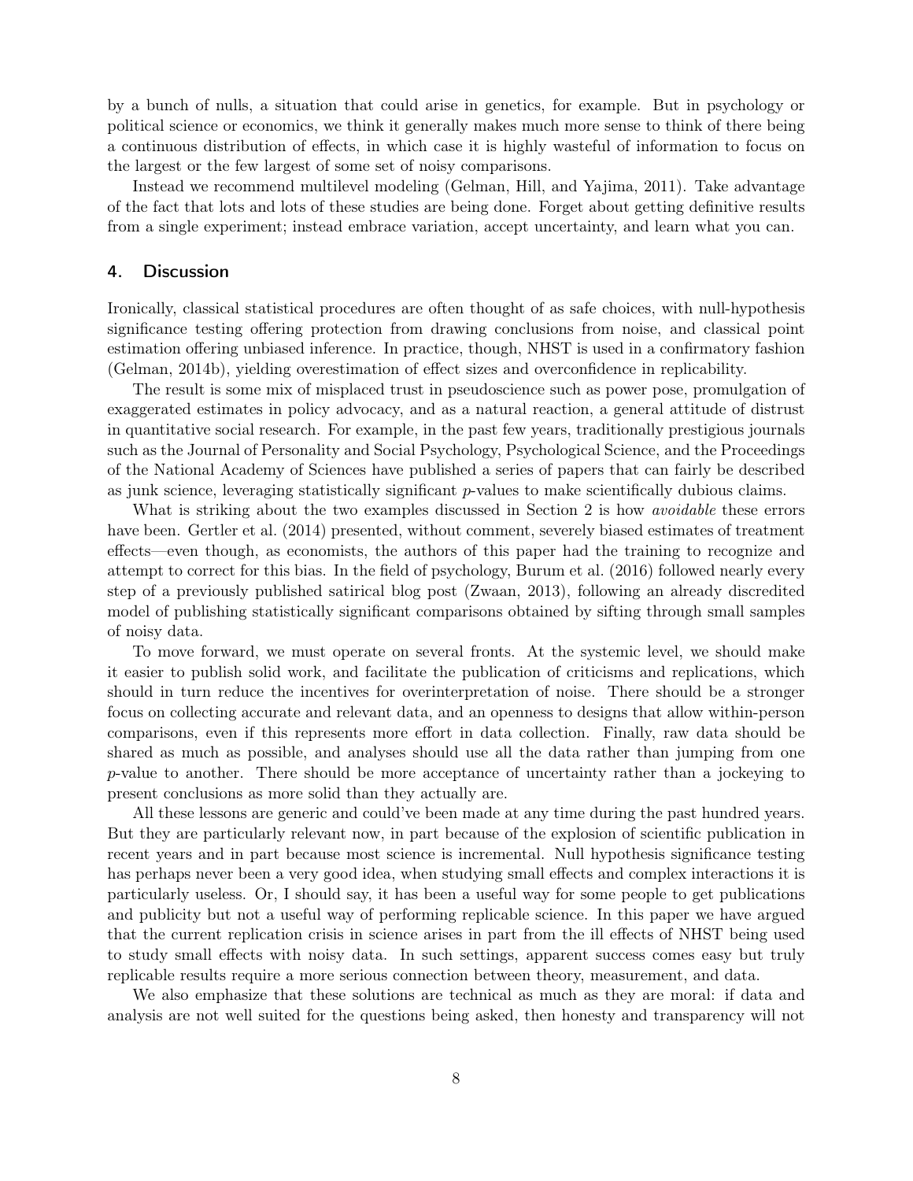by a bunch of nulls, a situation that could arise in genetics, for example. But in psychology or political science or economics, we think it generally makes much more sense to think of there being a continuous distribution of effects, in which case it is highly wasteful of information to focus on the largest or the few largest of some set of noisy comparisons.

Instead we recommend multilevel modeling (Gelman, Hill, and Yajima, 2011). Take advantage of the fact that lots and lots of these studies are being done. Forget about getting definitive results from a single experiment; instead embrace variation, accept uncertainty, and learn what you can.

## 4. Discussion

Ironically, classical statistical procedures are often thought of as safe choices, with null-hypothesis significance testing offering protection from drawing conclusions from noise, and classical point estimation offering unbiased inference. In practice, though, NHST is used in a confirmatory fashion (Gelman, 2014b), yielding overestimation of effect sizes and overconfidence in replicability.

The result is some mix of misplaced trust in pseudoscience such as power pose, promulgation of exaggerated estimates in policy advocacy, and as a natural reaction, a general attitude of distrust in quantitative social research. For example, in the past few years, traditionally prestigious journals such as the Journal of Personality and Social Psychology, Psychological Science, and the Proceedings of the National Academy of Sciences have published a series of papers that can fairly be described as junk science, leveraging statistically significant $p$-values to make scientifically dubious claims.

What is striking about the two examples discussed in Section 2 is how *avoidable* these errors have been. Gertler et al. (2014) presented, without comment, severely biased estimates of treatment effects—even though, as economists, the authors of this paper had the training to recognize and attempt to correct for this bias. In the field of psychology, Burum et al. (2016) followed nearly every step of a previously published satirical blog post (Zwaan, 2013), following an already discredited model of publishing statistically significant comparisons obtained by sifting through small samples of noisy data.

To move forward, we must operate on several fronts. At the systemic level, we should make it easier to publish solid work, and facilitate the publication of criticisms and replications, which should in turn reduce the incentives for overinterpretation of noise. There should be a stronger focus on collecting accurate and relevant data, and an openness to designs that allow within-person comparisons, even if this represents more effort in data collection. Finally, raw data should be shared as much as possible, and analyses should use all the data rather than jumping from one $p$-value to another. There should be more acceptance of uncertainty rather than a jockeying to present conclusions as more solid than they actually are.

All these lessons are generic and could've been made at any time during the past hundred years. But they are particularly relevant now, in part because of the explosion of scientific publication in recent years and in part because most science is incremental. Null hypothesis significance testing has perhaps never been a very good idea, when studying small effects and complex interactions it is particularly useless. Or, I should say, it has been a useful way for some people to get publications and publicity but not a useful way of performing replicable science. In this paper we have argued that the current replication crisis in science arises in part from the ill effects of NHST being used to study small effects with noisy data. In such settings, apparent success comes easy but truly replicable results require a more serious connection between theory, measurement, and data.

We also emphasize that these solutions are technical as much as they are moral: if data and analysis are not well suited for the questions being asked, then honesty and transparency will not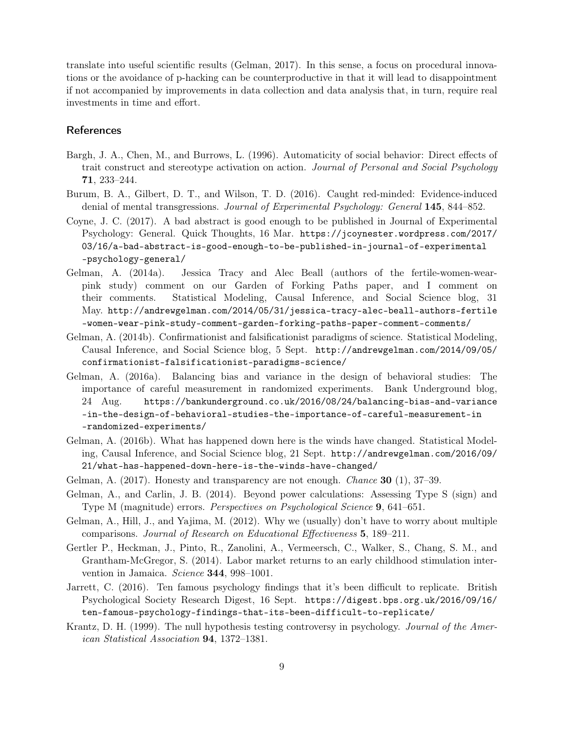translate into useful scientific results (Gelman, 2017). In this sense, a focus on procedural innovations or the avoidance of p-hacking can be counterproductive in that it will lead to disappointment if not accompanied by improvements in data collection and data analysis that, in turn, require real investments in time and effort.

## References

Bargh, J. A., Chen, M., and Burrows, L. (1996). Automaticity of social behavior: Direct effects of trait construct and stereotype activation on action. *Journal of Personal and Social Psychology* **71**, 233–244.

Burum, B. A., Gilbert, D. T., and Wilson, T. D. (2016). Caught red-minded: Evidence-induced denial of mental transgressions. *Journal of Experimental Psychology: General* **145**, 844–852.

Coyne, J. C. (2017). A bad abstract is good enough to be published in Journal of Experimental Psychology: General. Quick Thoughts, 16 Mar. `https://jcoynester.wordpress.com/2017/03/16/a-bad-abstract-is-good-enough-to-be-published-in-journal-of-experimental-psychology-general/`

Gelman, A. (2014a). Jessica Tracy and Alec Beall (authors of the fertile-women-wear-pink study) comment on our Garden of Forking Paths paper, and I comment on their comments. Statistical Modeling, Causal Inference, and Social Science blog, 31 May. `http://andrewgelman.com/2014/05/31/jessica-tracy-alec-beall-authors-fertile-women-wear-pink-study-comment-garden-forking-paths-paper-comment-comments/`

Gelman, A. (2014b). Confirmationist and falsificationist paradigms of science. Statistical Modeling, Causal Inference, and Social Science blog, 5 Sept. `http://andrewgelman.com/2014/09/05/confirmationist-falsificationist-paradigms-science/`

Gelman, A. (2016a). Balancing bias and variance in the design of behavioral studies: The importance of careful measurement in randomized experiments. Bank Underground blog, 24 Aug. `https://bankunderground.co.uk/2016/08/24/balancing-bias-and-variance-in-the-design-of-behavioral-studies-the-importance-of-careful-measurement-in-randomized-experiments/`

Gelman, A. (2016b). What has happened down here is the winds have changed. Statistical Modeling, Causal Inference, and Social Science blog, 21 Sept. `http://andrewgelman.com/2016/09/21/what-has-happened-down-here-is-the-winds-have-changed/`

Gelman, A. (2017). Honesty and transparency are not enough. *Chance* **30** (1), 37–39.

Gelman, A., and Carlin, J. B. (2014). Beyond power calculations: Assessing Type S (sign) and Type M (magnitude) errors. *Perspectives on Psychological Science* **9**, 641–651.

Gelman, A., Hill, J., and Yajima, M. (2012). Why we (usually) don't have to worry about multiple comparisons. *Journal of Research on Educational Effectiveness* **5**, 189–211.

Gertler P., Heckman, J., Pinto, R., Zanolini, A., Vermeersch, C., Walker, S., Chang, S. M., and Grantham-McGregor, S. (2014). Labor market returns to an early childhood stimulation intervention in Jamaica. *Science* **344**, 998–1001.

Jarrett, C. (2016). Ten famous psychology findings that it's been difficult to replicate. British Psychological Society Research Digest, 16 Sept. `https://digest.bps.org.uk/2016/09/16/ten-famous-psychology-findings-that-its-been-difficult-to-replicate/`

Krantz, D. H. (1999). The null hypothesis testing controversy in psychology. *Journal of the American Statistical Association* **94**, 1372–1381.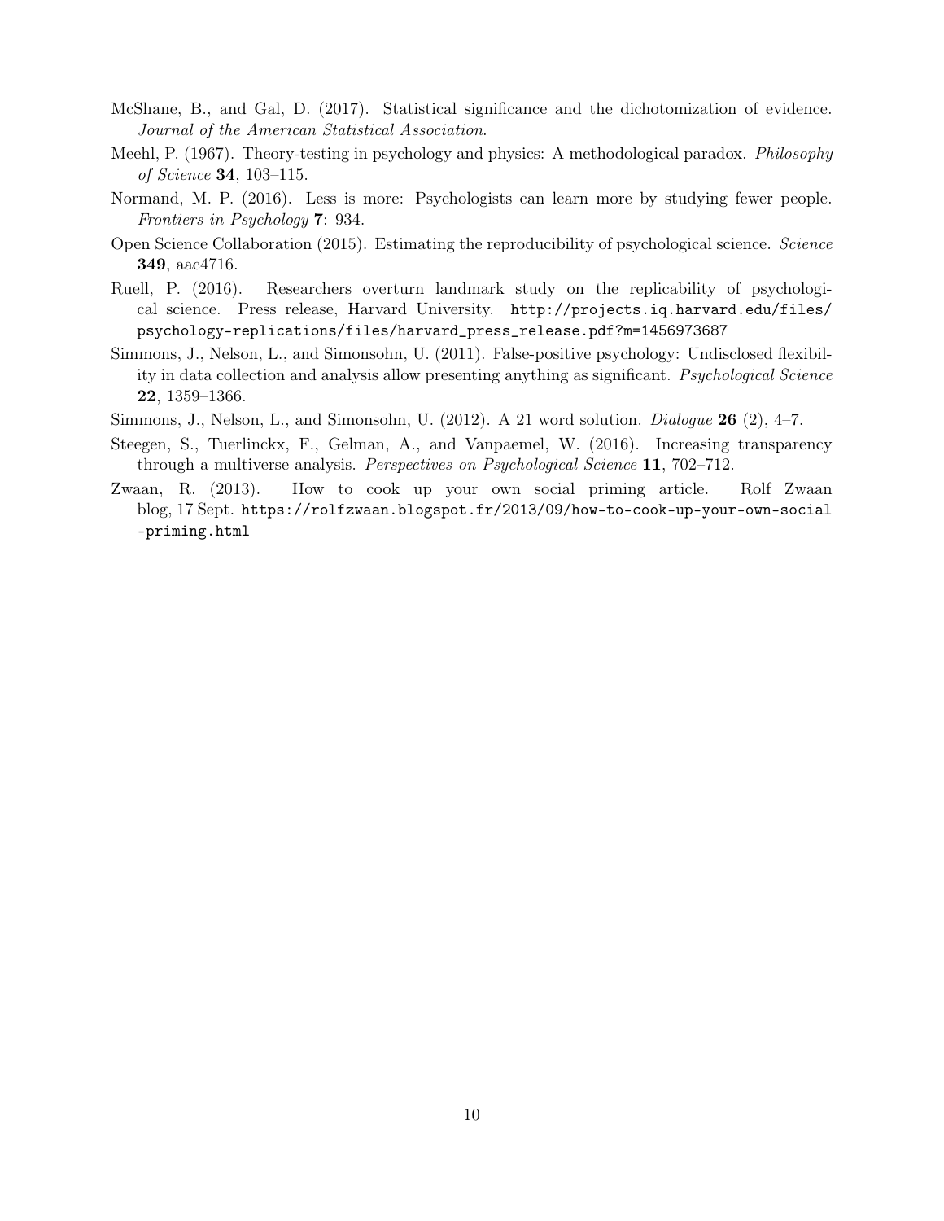McShane, B., and Gal, D. (2017). Statistical significance and the dichotomization of evidence. *Journal of the American Statistical Association*.

Meehl, P. (1967). Theory-testing in psychology and physics: A methodological paradox. *Philosophy of Science* **34**, 103–115.

Normand, M. P. (2016). Less is more: Psychologists can learn more by studying fewer people. *Frontiers in Psychology* **7**: 934.

Open Science Collaboration (2015). Estimating the reproducibility of psychological science. *Science* **349**, aac4716.

Ruell, P. (2016). Researchers overturn landmark study on the replicability of psychological science. Press release, Harvard University. `http://projects.iq.harvard.edu/files/psychology-replications/files/harvard_press_release.pdf?m=1456973687`

Simmons, J., Nelson, L., and Simonsohn, U. (2011). False-positive psychology: Undisclosed flexibility in data collection and analysis allow presenting anything as significant. *Psychological Science* **22**, 1359–1366.

Simmons, J., Nelson, L., and Simonsohn, U. (2012). A 21 word solution. *Dialogue* **26** (2), 4–7.

Steegen, S., Tuerlinckx, F., Gelman, A., and Vanpaemel, W. (2016). Increasing transparency through a multiverse analysis. *Perspectives on Psychological Science* **11**, 702–712.

Zwaan, R. (2013). How to cook up your own social priming article. Rolf Zwaan blog, 17 Sept. `https://rolfzwaan.blogspot.fr/2013/09/how-to-cook-up-your-own-social-priming.html`